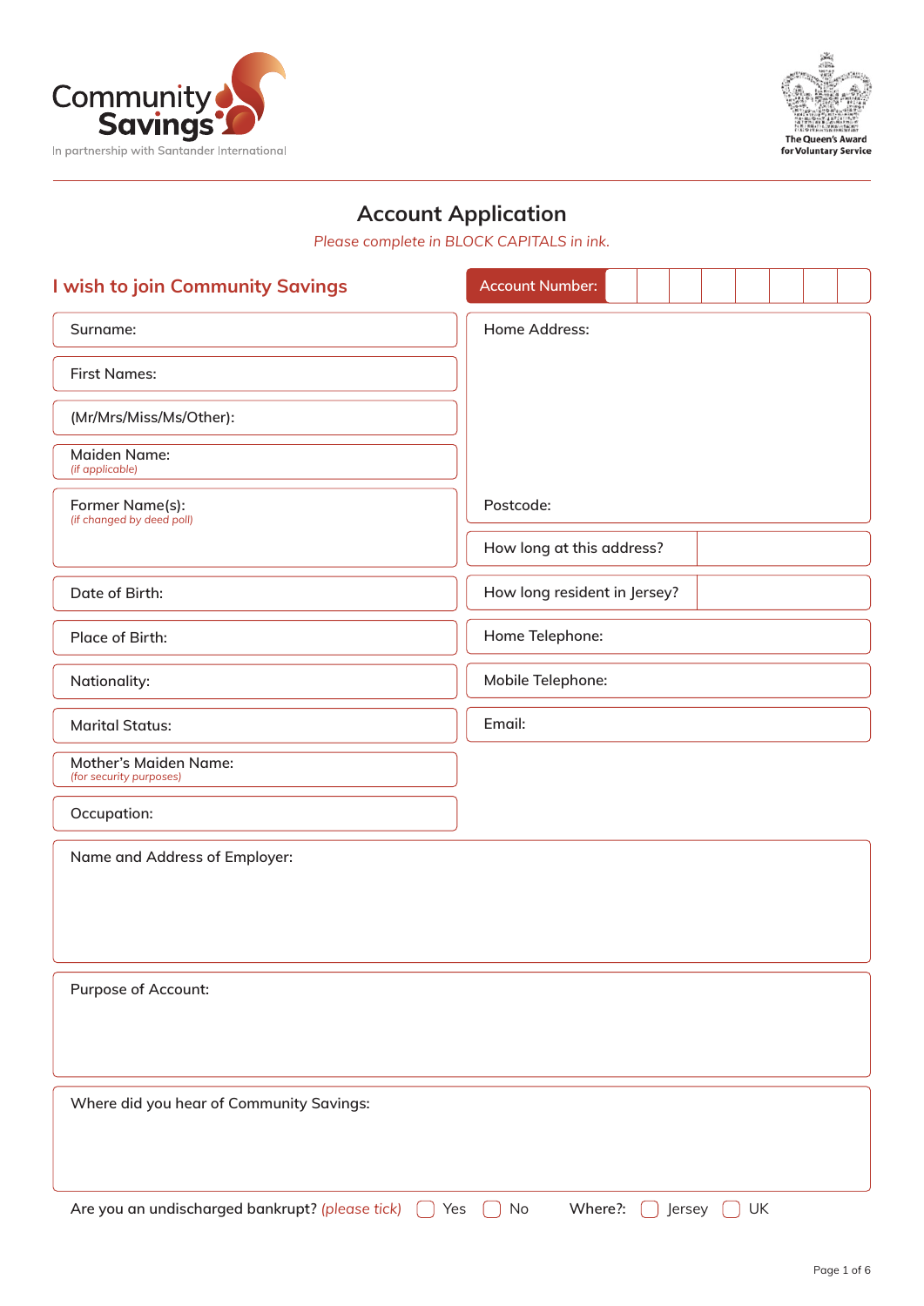Community Savings

In partnership with Santander International

The Queen's Award for Voluntary Service

# Account Application

*Please complete in BLOCK CAPITALS in ink.*

## I wish to join Community Savings

Account Number:

Surname:

First Names:

(Mr/Mrs/Miss/Ms/Other):

Maiden Name:
*(if applicable)*

Former Name(s):
*(if changed by deed poll)*

Date of Birth:

Place of Birth:

Nationality:

Marital Status:

Mother's Maiden Name:
*(for security purposes)*

Occupation:

Home Address:

Postcode:

How long at this address?

How long resident in Jersey?

Home Telephone:

Mobile Telephone:

Email:

Name and Address of Employer:

Purpose of Account:

Where did you hear of Community Savings:

Are you an undischarged bankrupt? *(please tick)* ☐ Yes ☐ No Where?: ☐ Jersey ☐ UK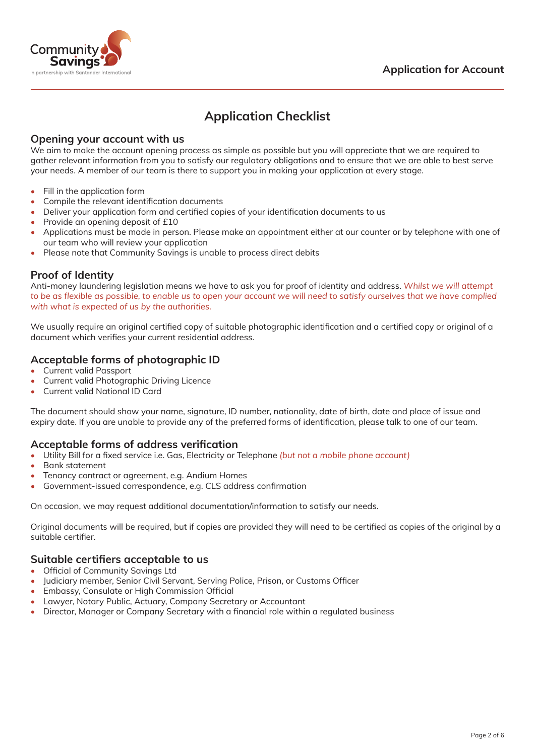# Application Checklist

## Opening your account with us

We aim to make the account opening process as simple as possible but you will appreciate that we are required to gather relevant information from you to satisfy our regulatory obligations and to ensure that we are able to best serve your needs. A member of our team is there to support you in making your application at every stage.

- Fill in the application form
- Compile the relevant identification documents
- Deliver your application form and certified copies of your identification documents to us
- Provide an opening deposit of £10
- Applications must be made in person. Please make an appointment either at our counter or by telephone with one of our team who will review your application
- Please note that Community Savings is unable to process direct debits

## Proof of Identity

Anti-money laundering legislation means we have to ask you for proof of identity and address. *Whilst we will attempt to be as flexible as possible, to enable us to open your account we will need to satisfy ourselves that we have complied with what is expected of us by the authorities.*

We usually require an original certified copy of suitable photographic identification and a certified copy or original of a document which verifies your current residential address.

## Acceptable forms of photographic ID

- Current valid Passport
- Current valid Photographic Driving Licence
- Current valid National ID Card

The document should show your name, signature, ID number, nationality, date of birth, date and place of issue and expiry date. If you are unable to provide any of the preferred forms of identification, please talk to one of our team.

## Acceptable forms of address verification

- Utility Bill for a fixed service i.e. Gas, Electricity or Telephone *(but not a mobile phone account)*
- Bank statement
- Tenancy contract or agreement, e.g. Andium Homes
- Government-issued correspondence, e.g. CLS address confirmation

On occasion, we may request additional documentation/information to satisfy our needs.

Original documents will be required, but if copies are provided they will need to be certified as copies of the original by a suitable certifier.

## Suitable certifiers acceptable to us

- Official of Community Savings Ltd
- Judiciary member, Senior Civil Servant, Serving Police, Prison, or Customs Officer
- Embassy, Consulate or High Commission Official
- Lawyer, Notary Public, Actuary, Company Secretary or Accountant
- Director, Manager or Company Secretary with a financial role within a regulated business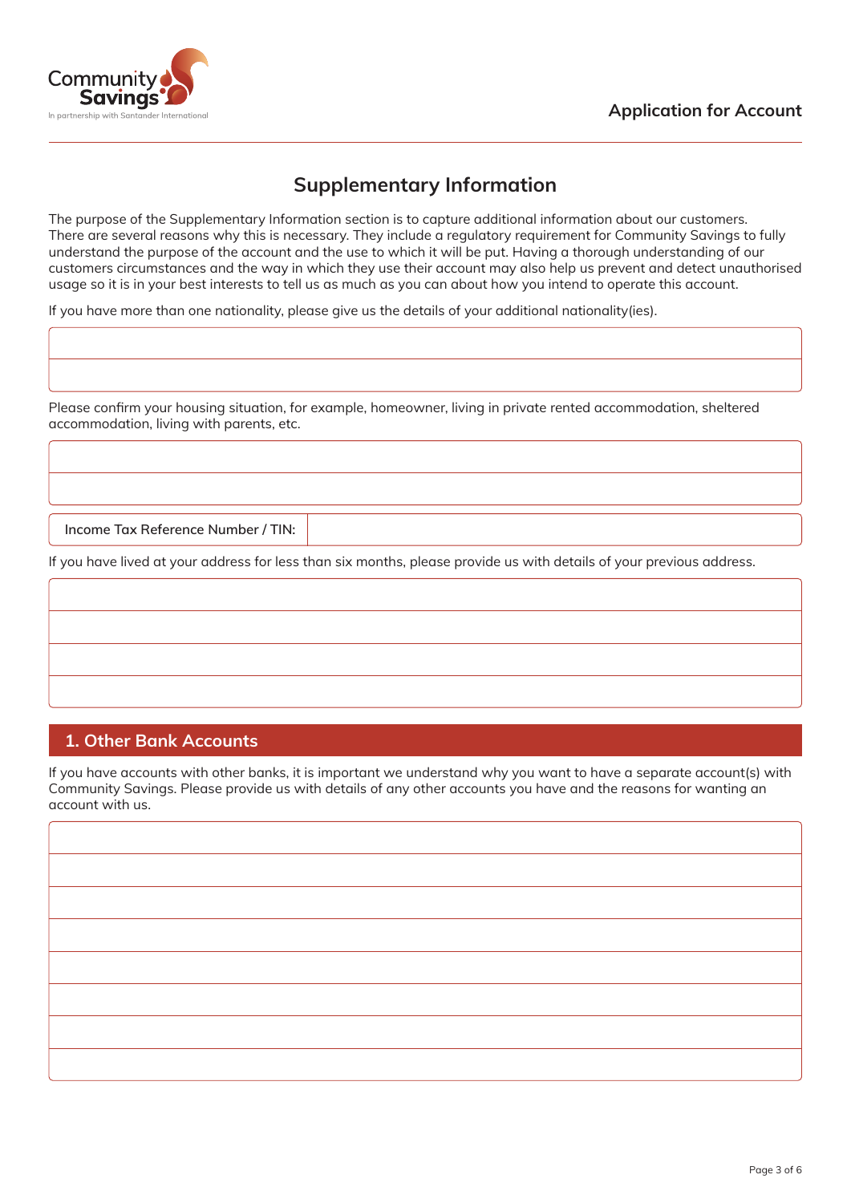## Supplementary Information

The purpose of the Supplementary Information section is to capture additional information about our customers. There are several reasons why this is necessary. They include a regulatory requirement for Community Savings to fully understand the purpose of the account and the use to which it will be put. Having a thorough understanding of our customers circumstances and the way in which they use their account may also help us prevent and detect unauthorised usage so it is in your best interests to tell us as much as you can about how you intend to operate this account.

If you have more than one nationality, please give us the details of your additional nationality(ies).

| |
|---|
| |
| |

Please confirm your housing situation, for example, homeowner, living in private rented accommodation, sheltered accommodation, living with parents, etc.

| |
|---|
| |
| |

| Income Tax Reference Number / TIN: | |
|---|---|

If you have lived at your address for less than six months, please provide us with details of your previous address.

| |
|---|
| |
| |
| |
| |

## 1. Other Bank Accounts

If you have accounts with other banks, it is important we understand why you want to have a separate account(s) with Community Savings. Please provide us with details of any other accounts you have and the reasons for wanting an account with us.

| |
|---|
| |
| |
| |
| |
| |
| |
| |
| |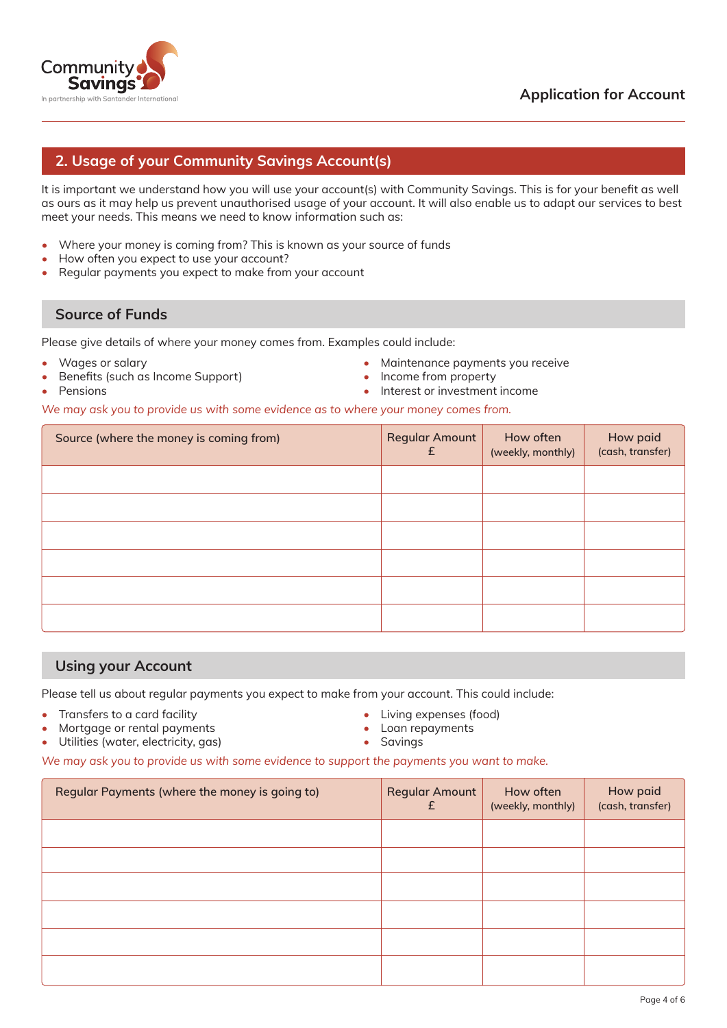Community Savings
In partnership with Santander International

Application for Account

## 2. Usage of your Community Savings Account(s)

It is important we understand how you will use your account(s) with Community Savings. This is for your benefit as well as ours as it may help us prevent unauthorised usage of your account. It will also enable us to adapt our services to best meet your needs. This means we need to know information such as:

- Where your money is coming from? This is known as your source of funds
- How often you expect to use your account?
- Regular payments you expect to make from your account

### Source of Funds

Please give details of where your money comes from. Examples could include:

- Wages or salary
- Benefits (such as Income Support)
- Pensions
- Maintenance payments you receive
- Income from property
- Interest or investment income

*We may ask you to provide us with some evidence as to where your money comes from.*

| Source (where the money is coming from) | Regular Amount £ | How often (weekly, monthly) | How paid (cash, transfer) |
|---|---|---|---|
| | | | |
| | | | |
| | | | |
| | | | |
| | | | |
| | | | |

### Using your Account

Please tell us about regular payments you expect to make from your account. This could include:

- Transfers to a card facility
- Mortgage or rental payments
- Utilities (water, electricity, gas)
- Living expenses (food)
- Loan repayments
- Savings

*We may ask you to provide us with some evidence to support the payments you want to make.*

| Regular Payments (where the money is going to) | Regular Amount £ | How often (weekly, monthly) | How paid (cash, transfer) |
|---|---|---|---|
| | | | |
| | | | |
| | | | |
| | | | |
| | | | |
| | | | |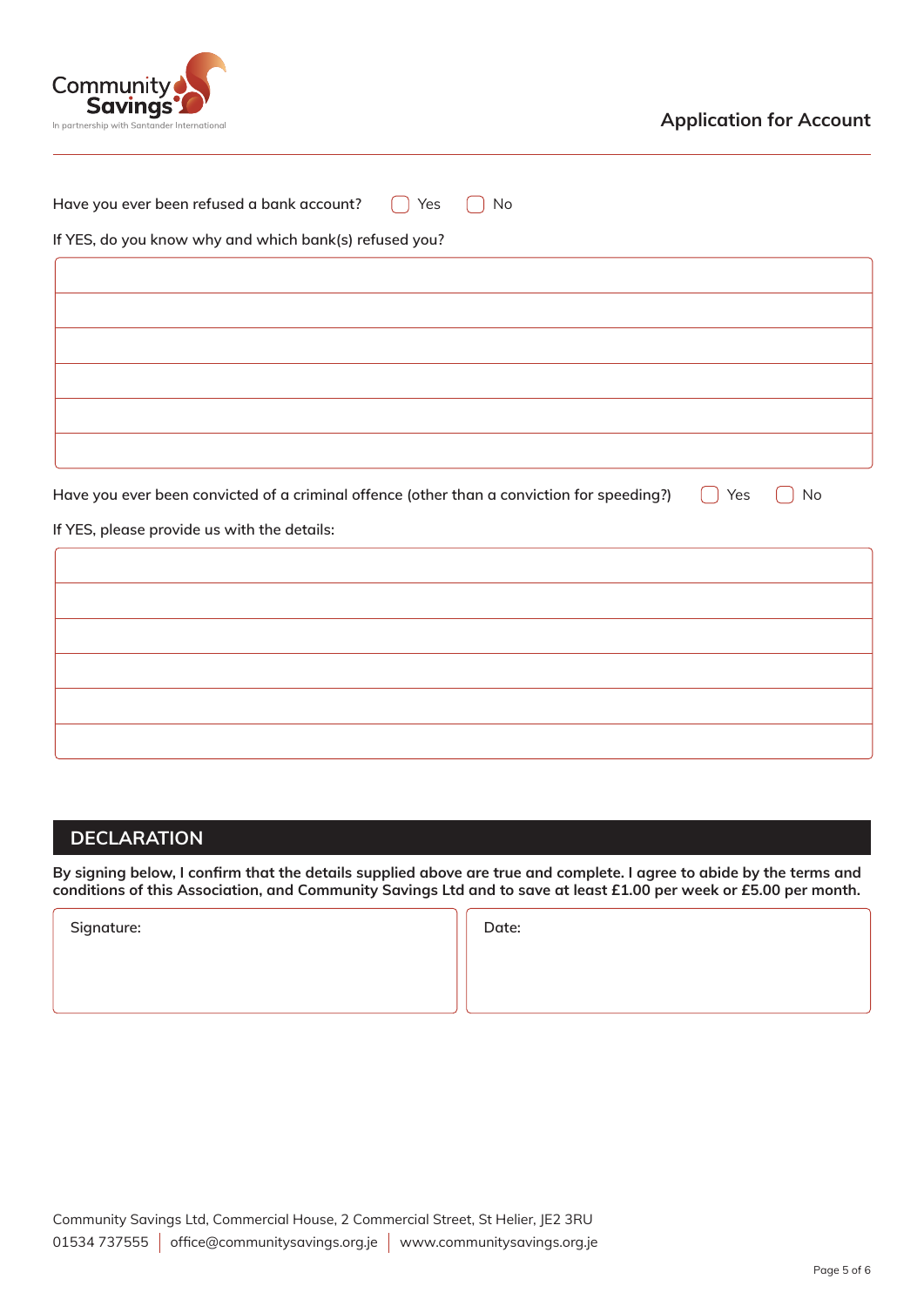Have you ever been refused a bank account? ☐ Yes ☐ No

If YES, do you know why and which bank(s) refused you?

| |
|---|
| |
| |
| |
| |
| |

Have you ever been convicted of a criminal offence (other than a conviction for speeding?) ☐ Yes ☐ No

If YES, please provide us with the details:

| |
|---|
| |
| |
| |
| |
| |

## DECLARATION

**By signing below, I confirm that the details supplied above are true and complete. I agree to abide by the terms and conditions of this Association, and Community Savings Ltd and to save at least £1.00 per week or £5.00 per month.**

| Signature: | Date: |
|---|---|
| | |

Community Savings Ltd, Commercial House, 2 Commercial Street, St Helier, JE2 3RU
01534 737555 | office@communitysavings.org.je | www.communitysavings.org.je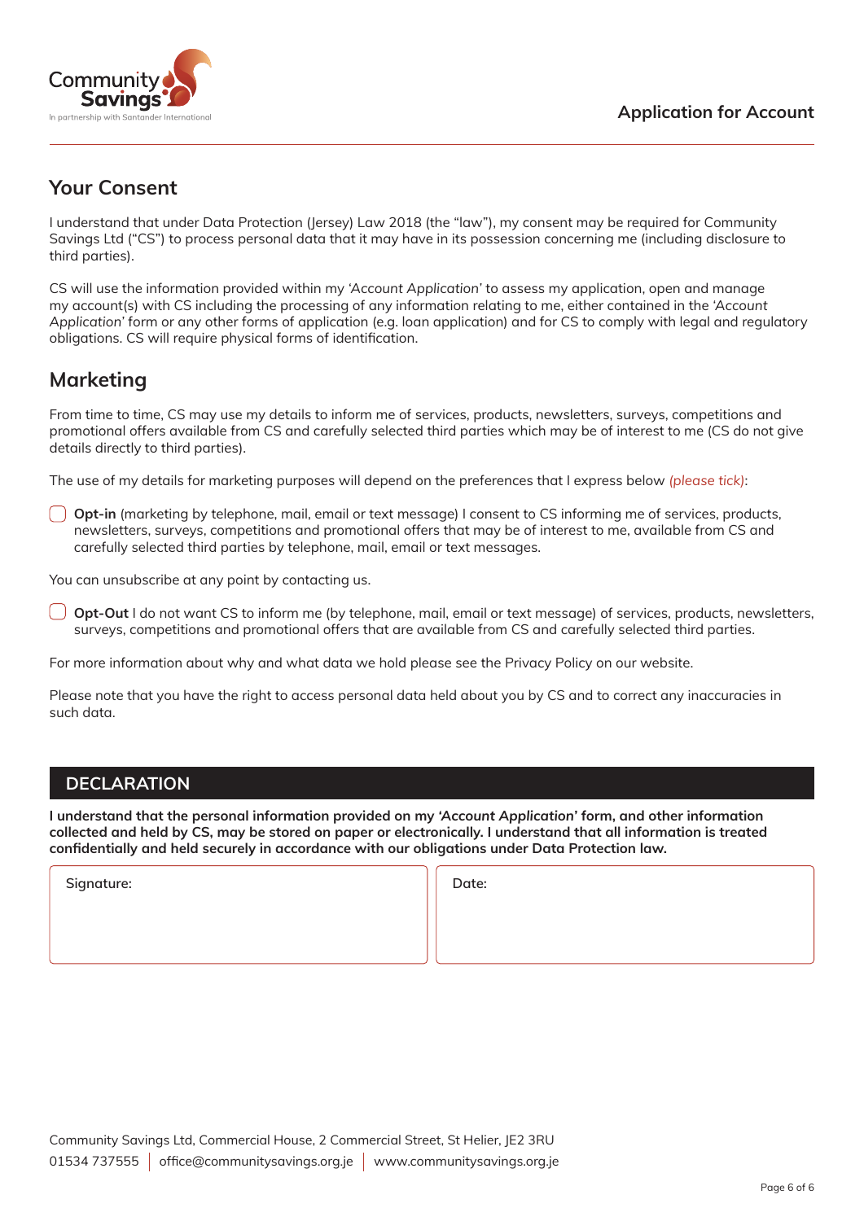Community Savings
In partnership with Santander International

Application for Account

## Your Consent

I understand that under Data Protection (Jersey) Law 2018 (the "law"), my consent may be required for Community Savings Ltd ("CS") to process personal data that it may have in its possession concerning me (including disclosure to third parties).

CS will use the information provided within my *'Account Application'* to assess my application, open and manage my account(s) with CS including the processing of any information relating to me, either contained in the *'Account Application'* form or any other forms of application (e.g. loan application) and for CS to comply with legal and regulatory obligations. CS will require physical forms of identification.

## Marketing

From time to time, CS may use my details to inform me of services, products, newsletters, surveys, competitions and promotional offers available from CS and carefully selected third parties which may be of interest to me (CS do not give details directly to third parties).

The use of my details for marketing purposes will depend on the preferences that I express below *(please tick)*:

☐ **Opt-in** (marketing by telephone, mail, email or text message) I consent to CS informing me of services, products, newsletters, surveys, competitions and promotional offers that may be of interest to me, available from CS and carefully selected third parties by telephone, mail, email or text messages.

You can unsubscribe at any point by contacting us.

☐ **Opt-Out** I do not want CS to inform me (by telephone, mail, email or text message) of services, products, newsletters, surveys, competitions and promotional offers that are available from CS and carefully selected third parties.

For more information about why and what data we hold please see the Privacy Policy on our website.

Please note that you have the right to access personal data held about you by CS and to correct any inaccuracies in such data.

## DECLARATION

**I understand that the personal information provided on my *'Account Application'* form, and other information collected and held by CS, may be stored on paper or electronically. I understand that all information is treated confidentially and held securely in accordance with our obligations under Data Protection law.**

| Signature: | Date: |
| --- | --- |
| | |

Community Savings Ltd, Commercial House, 2 Commercial Street, St Helier, JE2 3RU
01534 737555 | office@communitysavings.org.je | www.communitysavings.org.je